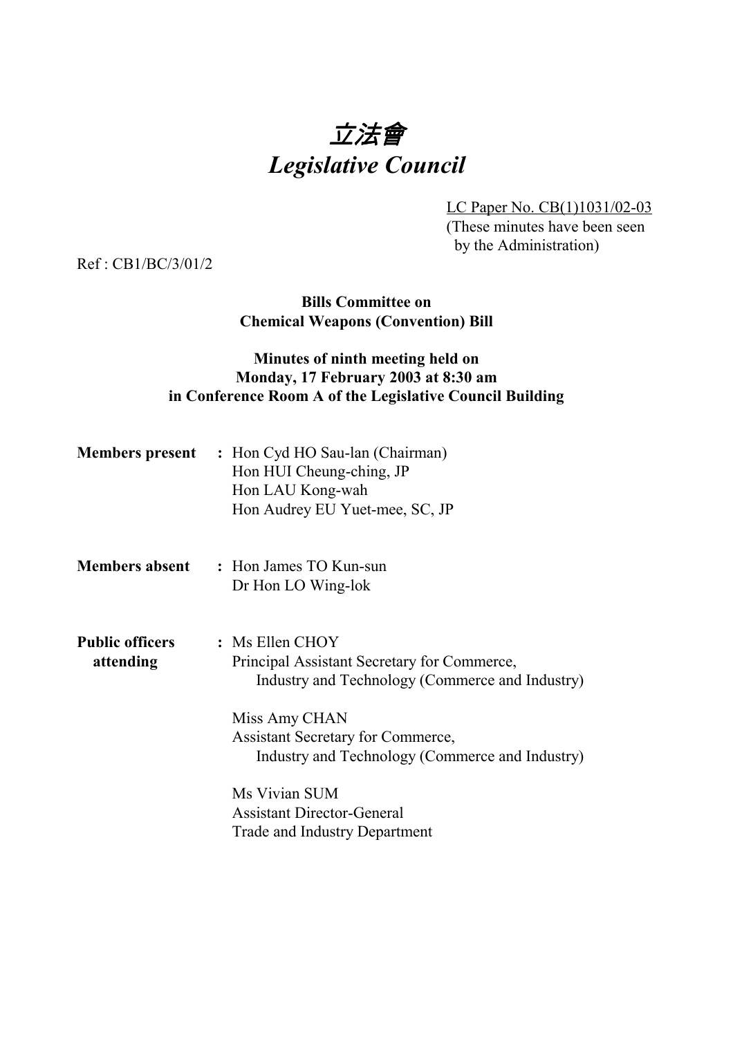# *立法會*
# *Legislative Council*

LC Paper No. CB(1)1031/02-03
(These minutes have been seen by the Administration)

Ref : CB1/BC/3/01/2

**Bills Committee on**
**Chemical Weapons (Convention) Bill**

**Minutes of ninth meeting held on**
**Monday, 17 February 2003 at 8:30 am**
**in Conference Room A of the Legislative Council Building**

**Members present** : Hon Cyd HO Sau-lan (Chairman)
Hon HUI Cheung-ching, JP
Hon LAU Kong-wah
Hon Audrey EU Yuet-mee, SC, JP

**Members absent** : Hon James TO Kun-sun
Dr Hon LO Wing-lok

**Public officers attending** : Ms Ellen CHOY
Principal Assistant Secretary for Commerce, Industry and Technology (Commerce and Industry)

Miss Amy CHAN
Assistant Secretary for Commerce, Industry and Technology (Commerce and Industry)

Ms Vivian SUM
Assistant Director-General
Trade and Industry Department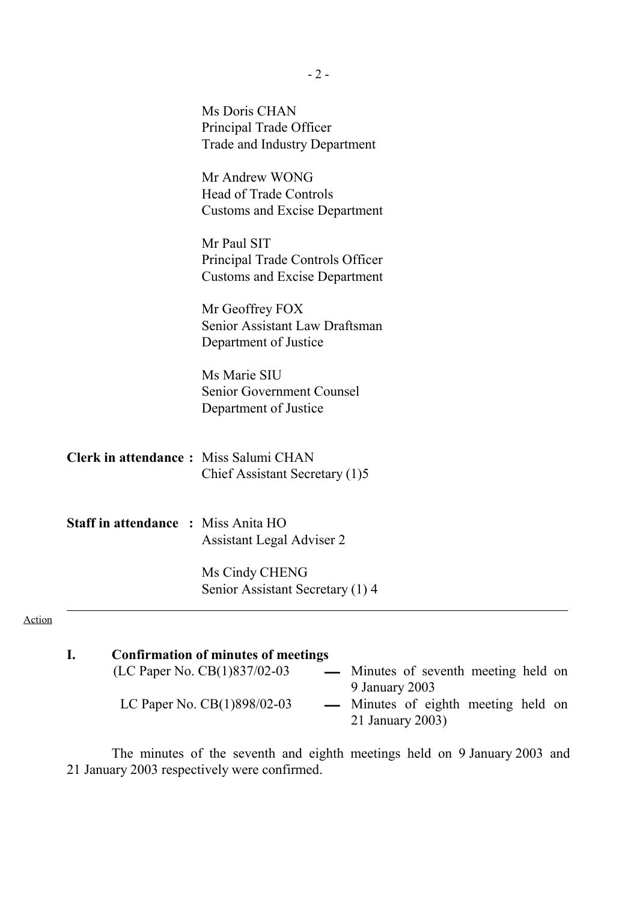Ms Doris CHAN
Principal Trade Officer
Trade and Industry Department

Mr Andrew WONG
Head of Trade Controls
Customs and Excise Department

Mr Paul SIT
Principal Trade Controls Officer
Customs and Excise Department

Mr Geoffrey FOX
Senior Assistant Law Draftsman
Department of Justice

Ms Marie SIU
Senior Government Counsel
Department of Justice

**Clerk in attendance :** Miss Salumi CHAN
Chief Assistant Secretary (1)5

**Staff in attendance :** Miss Anita HO
Assistant Legal Adviser 2

Ms Cindy CHENG
Senior Assistant Secretary (1) 4

---

Action

## I. Confirmation of minutes of meetings

(LC Paper No. CB(1)837/02-03 — Minutes of seventh meeting held on 9 January 2003
LC Paper No. CB(1)898/02-03 — Minutes of eighth meeting held on 21 January 2003)

The minutes of the seventh and eighth meetings held on 9 January 2003 and 21 January 2003 respectively were confirmed.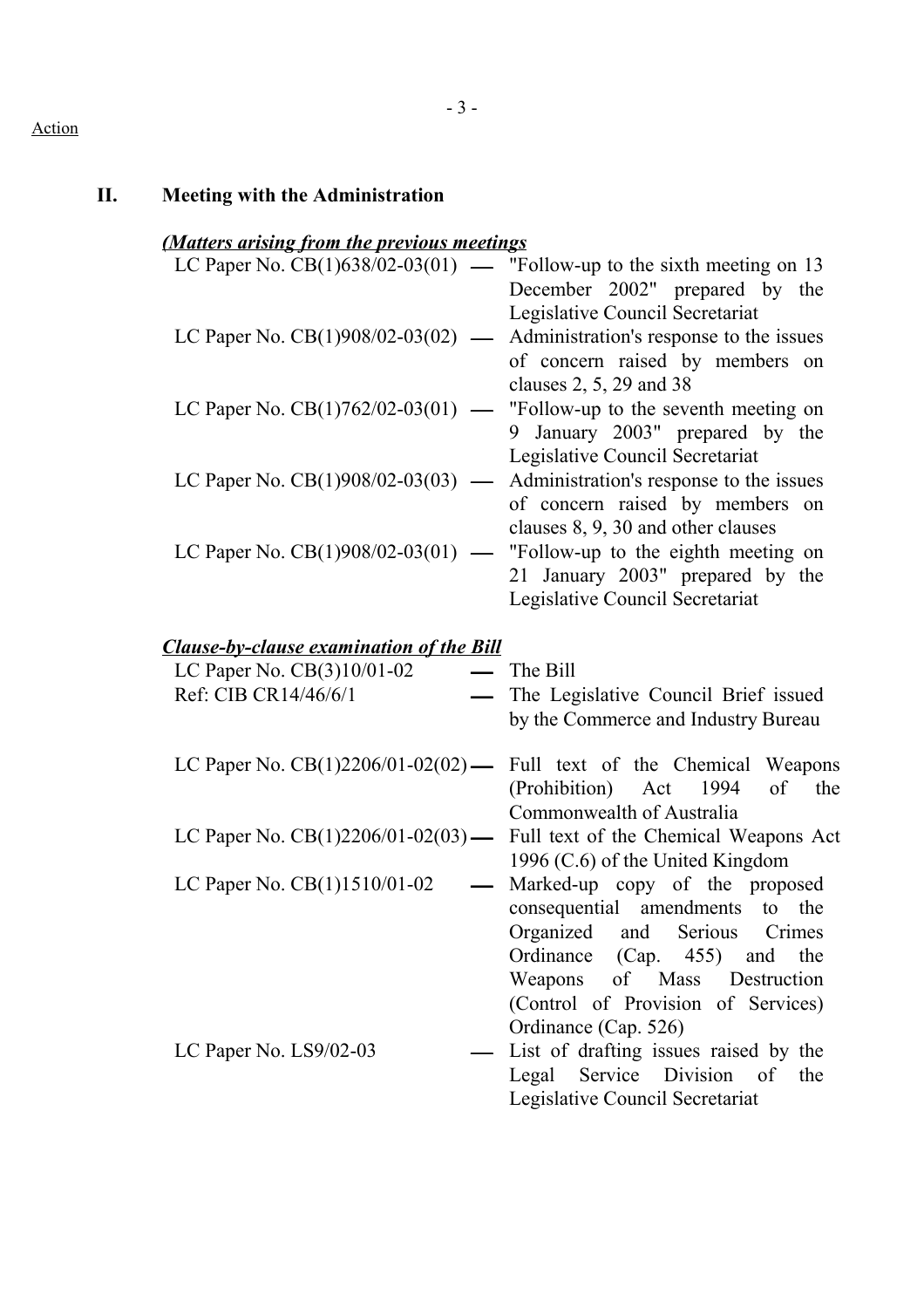Action

## II. Meeting with the Administration

***(Matters arising from the previous meetings***

| | | |
|---|---|---|
| LC Paper No. CB(1)638/02-03(01) | — | "Follow-up to the sixth meeting on 13 December 2002" prepared by the Legislative Council Secretariat |
| LC Paper No. CB(1)908/02-03(02) | — | Administration's response to the issues of concern raised by members on clauses 2, 5, 29 and 38 |
| LC Paper No. CB(1)762/02-03(01) | — | "Follow-up to the seventh meeting on 9 January 2003" prepared by the Legislative Council Secretariat |
| LC Paper No. CB(1)908/02-03(03) | — | Administration's response to the issues of concern raised by members on clauses 8, 9, 30 and other clauses |
| LC Paper No. CB(1)908/02-03(01) | — | "Follow-up to the eighth meeting on 21 January 2003" prepared by the Legislative Council Secretariat |

***Clause-by-clause examination of the Bill***

| | | |
|---|---|---|
| LC Paper No. CB(3)10/01-02 | — | The Bill |
| Ref: CIB CR14/46/6/1 | — | The Legislative Council Brief issued by the Commerce and Industry Bureau |
| LC Paper No. CB(1)2206/01-02(02) | — | Full text of the Chemical Weapons (Prohibition) Act 1994 of the Commonwealth of Australia |
| LC Paper No. CB(1)2206/01-02(03) | — | Full text of the Chemical Weapons Act 1996 (C.6) of the United Kingdom |
| LC Paper No. CB(1)1510/01-02 | — | Marked-up copy of the proposed consequential amendments to the Organized and Serious Crimes Ordinance (Cap. 455) and the Weapons of Mass Destruction (Control of Provision of Services) Ordinance (Cap. 526) |
| LC Paper No. LS9/02-03 | — | List of drafting issues raised by the Legal Service Division of the Legislative Council Secretariat |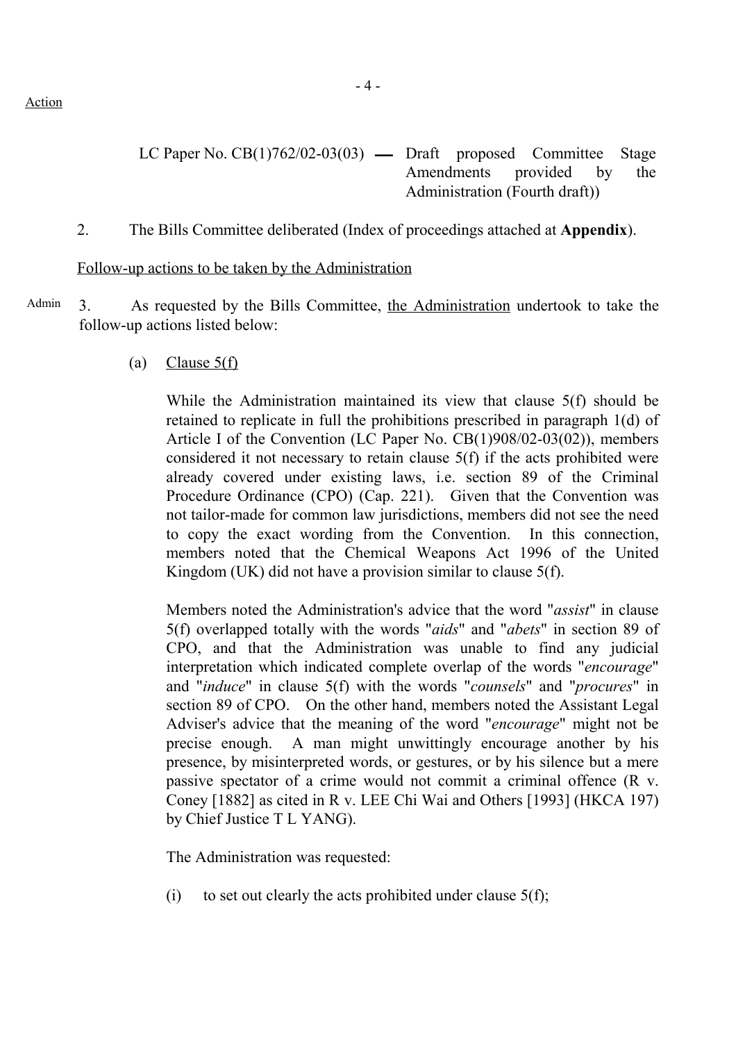Action

LC Paper No. CB(1)762/02-03(03) — Draft proposed Committee Stage Amendments provided by the Administration (Fourth draft))

2. The Bills Committee deliberated (Index of proceedings attached at **Appendix**).

Follow-up actions to be taken by the Administration

Admin 3. As requested by the Bills Committee, the Administration undertook to take the follow-up actions listed below:

(a) Clause 5(f)

While the Administration maintained its view that clause 5(f) should be retained to replicate in full the prohibitions prescribed in paragraph 1(d) of Article I of the Convention (LC Paper No. CB(1)908/02-03(02)), members considered it not necessary to retain clause 5(f) if the acts prohibited were already covered under existing laws, i.e. section 89 of the Criminal Procedure Ordinance (CPO) (Cap. 221). Given that the Convention was not tailor-made for common law jurisdictions, members did not see the need to copy the exact wording from the Convention. In this connection, members noted that the Chemical Weapons Act 1996 of the United Kingdom (UK) did not have a provision similar to clause 5(f).

Members noted the Administration's advice that the word "*assist*" in clause 5(f) overlapped totally with the words "*aids*" and "*abets*" in section 89 of CPO, and that the Administration was unable to find any judicial interpretation which indicated complete overlap of the words "*encourage*" and "*induce*" in clause 5(f) with the words "*counsels*" and "*procures*" in section 89 of CPO. On the other hand, members noted the Assistant Legal Adviser's advice that the meaning of the word "*encourage*" might not be precise enough. A man might unwittingly encourage another by his presence, by misinterpreted words, or gestures, or by his silence but a mere passive spectator of a crime would not commit a criminal offence (R v. Coney [1882] as cited in R v. LEE Chi Wai and Others [1993] (HKCA 197) by Chief Justice T L YANG).

The Administration was requested:

(i) to set out clearly the acts prohibited under clause 5(f);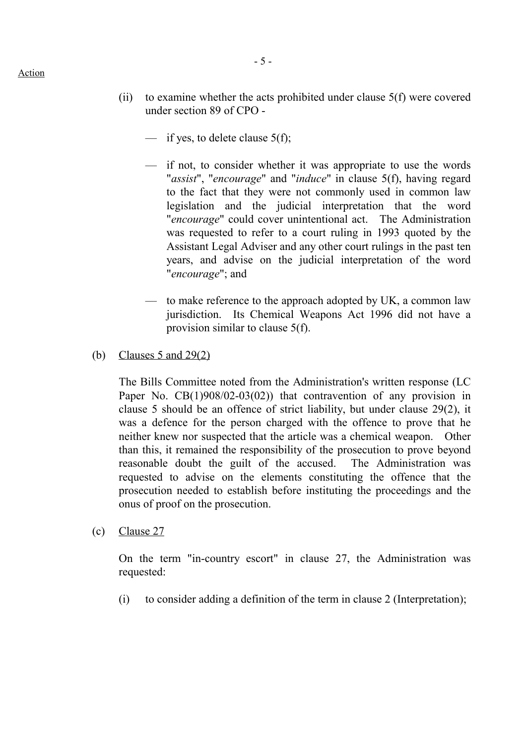Action

(ii) to examine whether the acts prohibited under clause 5(f) were covered under section 89 of CPO -

- if yes, to delete clause 5(f);

- if not, to consider whether it was appropriate to use the words "*assist*", "*encourage*" and "*induce*" in clause 5(f), having regard to the fact that they were not commonly used in common law legislation and the judicial interpretation that the word "*encourage*" could cover unintentional act. The Administration was requested to refer to a court ruling in 1993 quoted by the Assistant Legal Adviser and any other court rulings in the past ten years, and advise on the judicial interpretation of the word "*encourage*"; and

- to make reference to the approach adopted by UK, a common law jurisdiction. Its Chemical Weapons Act 1996 did not have a provision similar to clause 5(f).

(b) <u>Clauses 5 and 29(2)</u>

The Bills Committee noted from the Administration's written response (LC Paper No. CB(1)908/02-03(02)) that contravention of any provision in clause 5 should be an offence of strict liability, but under clause 29(2), it was a defence for the person charged with the offence to prove that he neither knew nor suspected that the article was a chemical weapon. Other than this, it remained the responsibility of the prosecution to prove beyond reasonable doubt the guilt of the accused. The Administration was requested to advise on the elements constituting the offence that the prosecution needed to establish before instituting the proceedings and the onus of proof on the prosecution.

(c) <u>Clause 27</u>

On the term "in-country escort" in clause 27, the Administration was requested:

(i) to consider adding a definition of the term in clause 2 (Interpretation);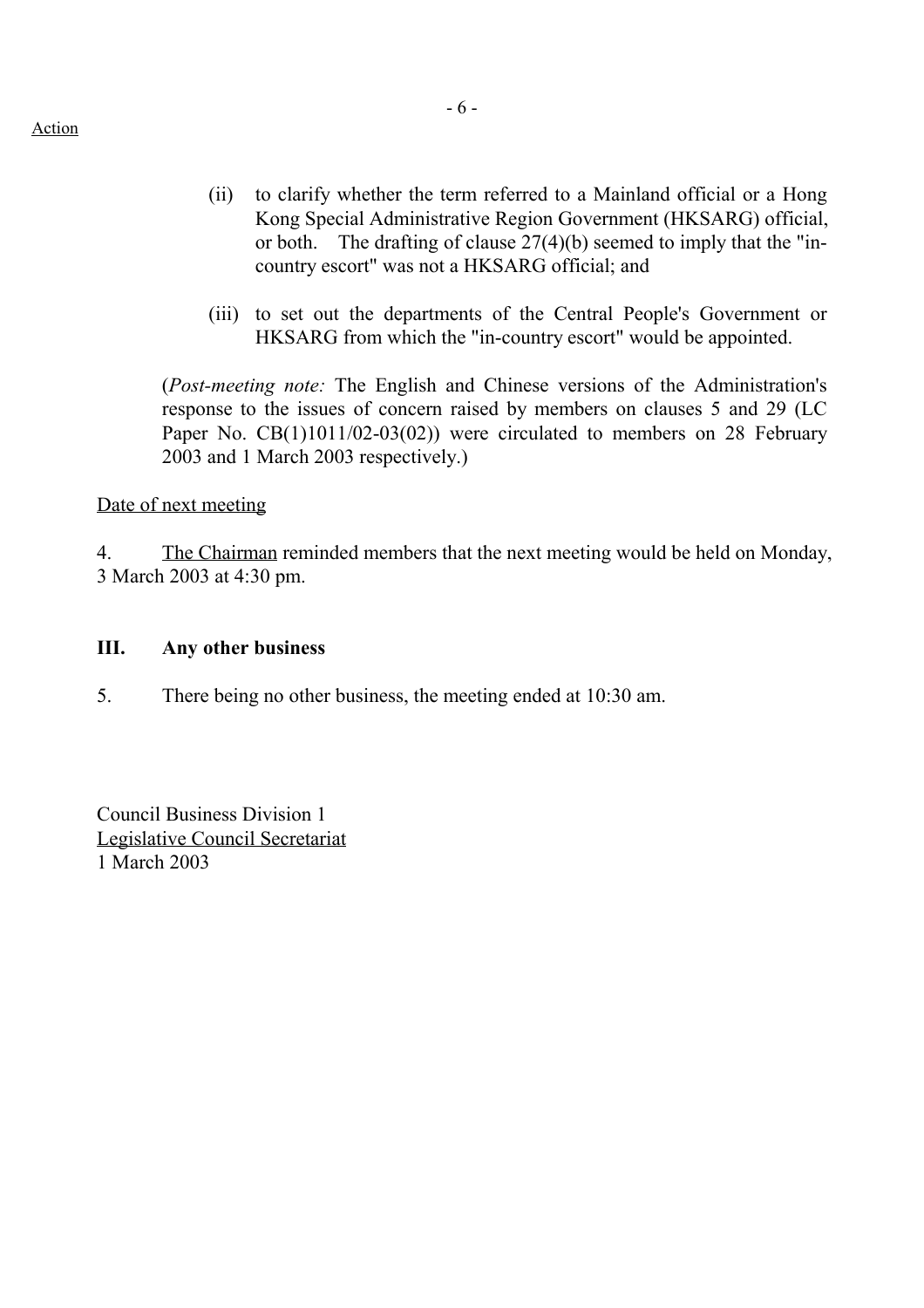Action

(ii) to clarify whether the term referred to a Mainland official or a Hong Kong Special Administrative Region Government (HKSARG) official, or both. The drafting of clause 27(4)(b) seemed to imply that the "in-country escort" was not a HKSARG official; and

(iii) to set out the departments of the Central People's Government or HKSARG from which the "in-country escort" would be appointed.

(*Post-meeting note:* The English and Chinese versions of the Administration's response to the issues of concern raised by members on clauses 5 and 29 (LC Paper No. CB(1)1011/02-03(02)) were circulated to members on 28 February 2003 and 1 March 2003 respectively.)

Date of next meeting

4. The Chairman reminded members that the next meeting would be held on Monday, 3 March 2003 at 4:30 pm.

## III. Any other business

5. There being no other business, the meeting ended at 10:30 am.

Council Business Division 1
Legislative Council Secretariat
1 March 2003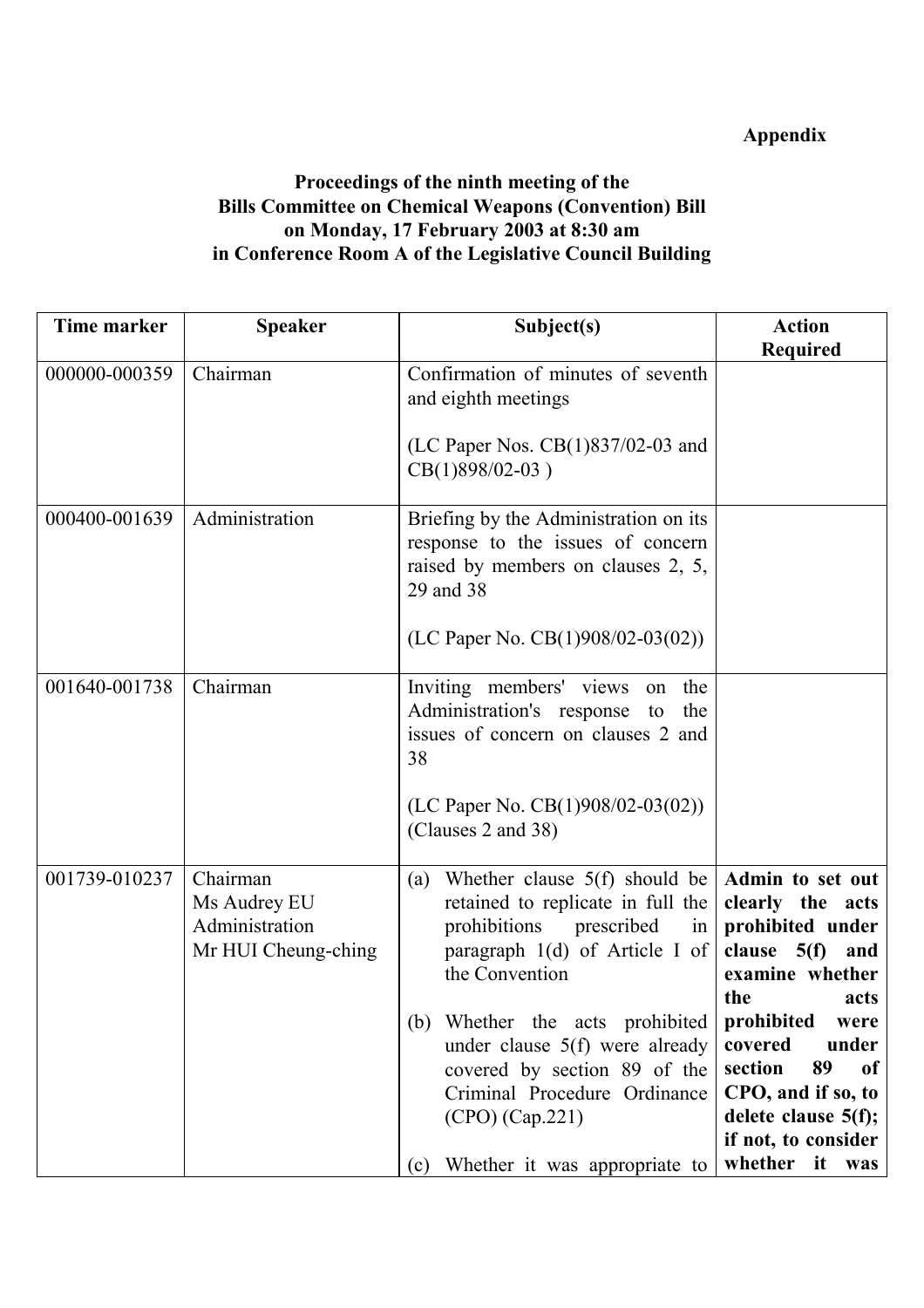**Appendix**

**Proceedings of the ninth meeting of the Bills Committee on Chemical Weapons (Convention) Bill on Monday, 17 February 2003 at 8:30 am in Conference Room A of the Legislative Council Building**

| Time marker | Speaker | Subject(s) | Action Required |
|---|---|---|---|
| 000000-000359 | Chairman | Confirmation of minutes of seventh and eighth meetings<br><br>(LC Paper Nos. CB(1)837/02-03 and CB(1)898/02-03 ) | |
| 000400-001639 | Administration | Briefing by the Administration on its response to the issues of concern raised by members on clauses 2, 5, 29 and 38<br><br>(LC Paper No. CB(1)908/02-03(02)) | |
| 001640-001738 | Chairman | Inviting members' views on the Administration's response to the issues of concern on clauses 2 and 38<br><br>(LC Paper No. CB(1)908/02-03(02)) (Clauses 2 and 38) | |
| 001739-010237 | Chairman<br>Ms Audrey EU<br>Administration<br>Mr HUI Cheung-ching | (a) Whether clause 5(f) should be retained to replicate in full the prohibitions prescribed in paragraph 1(d) of Article I of the Convention<br><br>(b) Whether the acts prohibited under clause 5(f) were already covered by section 89 of the Criminal Procedure Ordinance (CPO) (Cap.221)<br><br>(c) Whether it was appropriate to | **Admin to set out clearly the acts prohibited under clause 5(f) and examine whether the acts prohibited were covered under section 89 of CPO, and if so, to delete clause 5(f); if not, to consider whether it was** |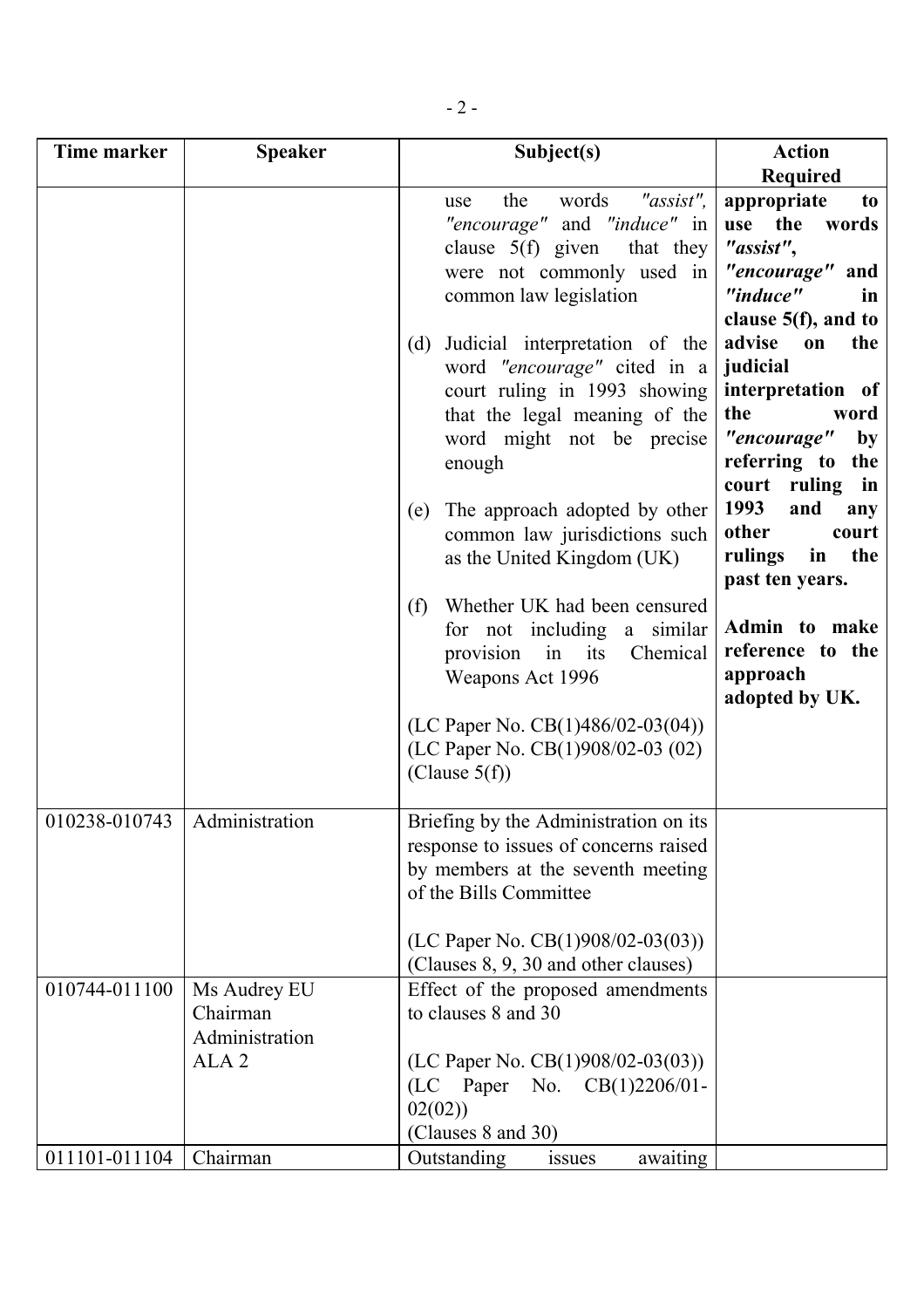| Time marker | Speaker | Subject(s) | Action Required |
|---|---|---|---|
| | | use the words *"assist"*, *"encourage"* and *"induce"* in clause 5(f) given that they were not commonly used in common law legislation<br><br>(d) Judicial interpretation of the word *"encourage"* cited in a court ruling in 1993 showing that the legal meaning of the word might not be precise enough<br><br>(e) The approach adopted by other common law jurisdictions such as the United Kingdom (UK)<br><br>(f) Whether UK had been censured for not including a similar provision in its Chemical Weapons Act 1996<br><br>(LC Paper No. CB(1)486/02-03(04))<br>(LC Paper No. CB(1)908/02-03 (02)<br>(Clause 5(f)) | **appropriate to use the words *"assist"*, *"encourage"* and *"induce"* in clause 5(f), and to advise on the judicial interpretation of the word *"encourage"* by referring to the court ruling in 1993 and any other court rulings in the past ten years.**<br><br>**Admin to make reference to the approach adopted by UK.** |
| 010238-010743 | Administration | Briefing by the Administration on its response to issues of concerns raised by members at the seventh meeting of the Bills Committee<br><br>(LC Paper No. CB(1)908/02-03(03))<br>(Clauses 8, 9, 30 and other clauses) | |
| 010744-011100 | Ms Audrey EU<br>Chairman<br>Administration<br>ALA 2 | Effect of the proposed amendments to clauses 8 and 30<br><br>(LC Paper No. CB(1)908/02-03(03))<br>(LC Paper No. CB(1)2206/01-02(02))<br>(Clauses 8 and 30) | |
| 011101-011104 | Chairman | Outstanding issues awaiting | |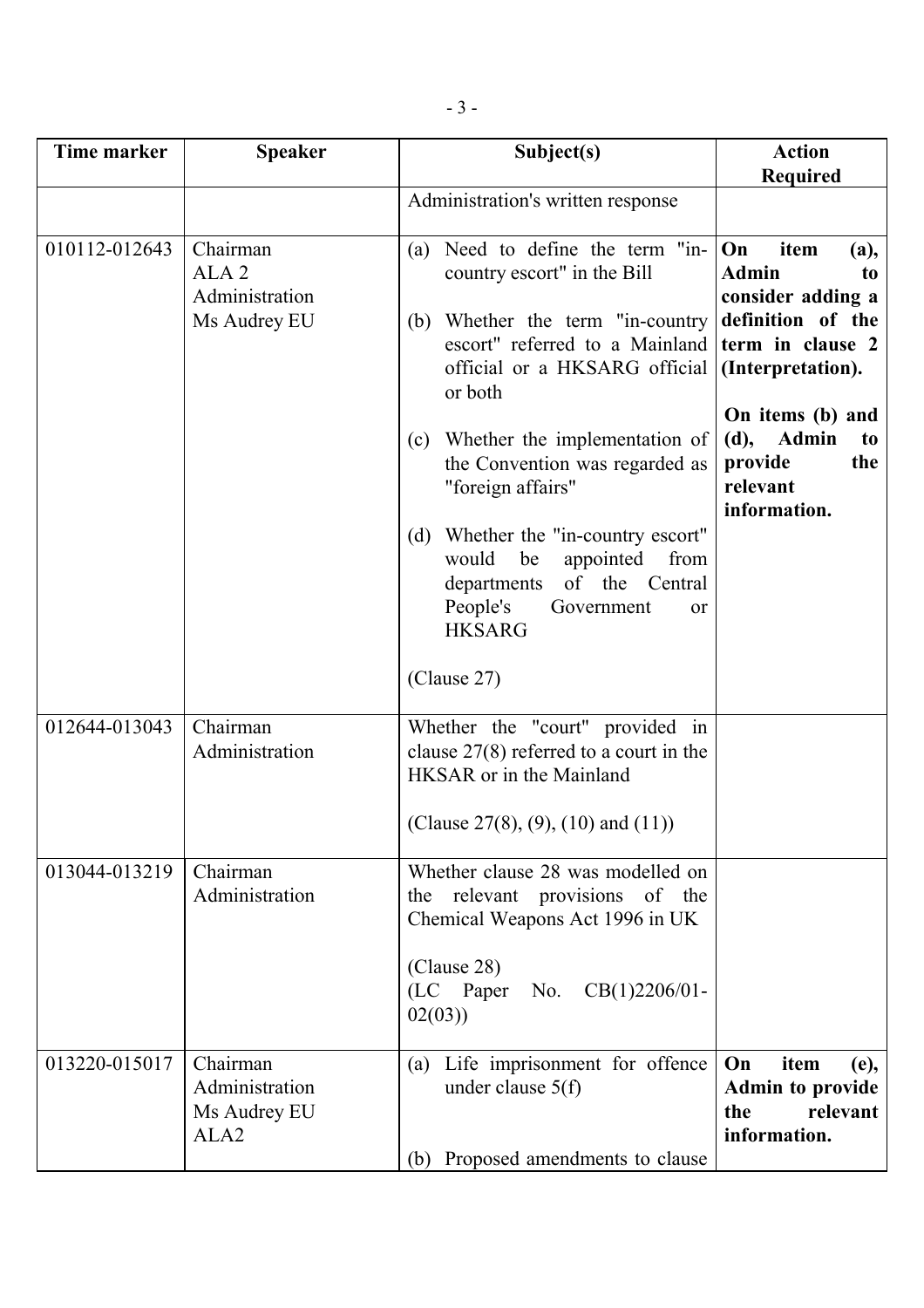| Time marker | Speaker | Subject(s) | Action Required |
|---|---|---|---|
| | | Administration's written response | |
| 010112-012643 | Chairman<br>ALA 2<br>Administration<br>Ms Audrey EU | (a) Need to define the term "in-country escort" in the Bill<br><br>(b) Whether the term "in-country escort" referred to a Mainland official or a HKSARG official or both<br><br>(c) Whether the implementation of the Convention was regarded as "foreign affairs"<br><br>(d) Whether the "in-country escort" would be appointed from departments of the Central People's Government or HKSARG<br><br>(Clause 27) | **On item (a), Admin to consider adding a definition of the term in clause 2 (Interpretation).**<br><br>**On items (b) and (d), Admin to provide the relevant information.** |
| 012644-013043 | Chairman<br>Administration | Whether the "court" provided in clause 27(8) referred to a court in the HKSAR or in the Mainland<br><br>(Clause 27(8), (9), (10) and (11)) | |
| 013044-013219 | Chairman<br>Administration | Whether clause 28 was modelled on the relevant provisions of the Chemical Weapons Act 1996 in UK<br><br>(Clause 28)<br>(LC Paper No. CB(1)2206/01-02(03)) | |
| 013220-015017 | Chairman<br>Administration<br>Ms Audrey EU<br>ALA2 | (a) Life imprisonment for offence under clause 5(f)<br><br>(b) Proposed amendments to clause | **On item (e), Admin to provide the relevant information.** |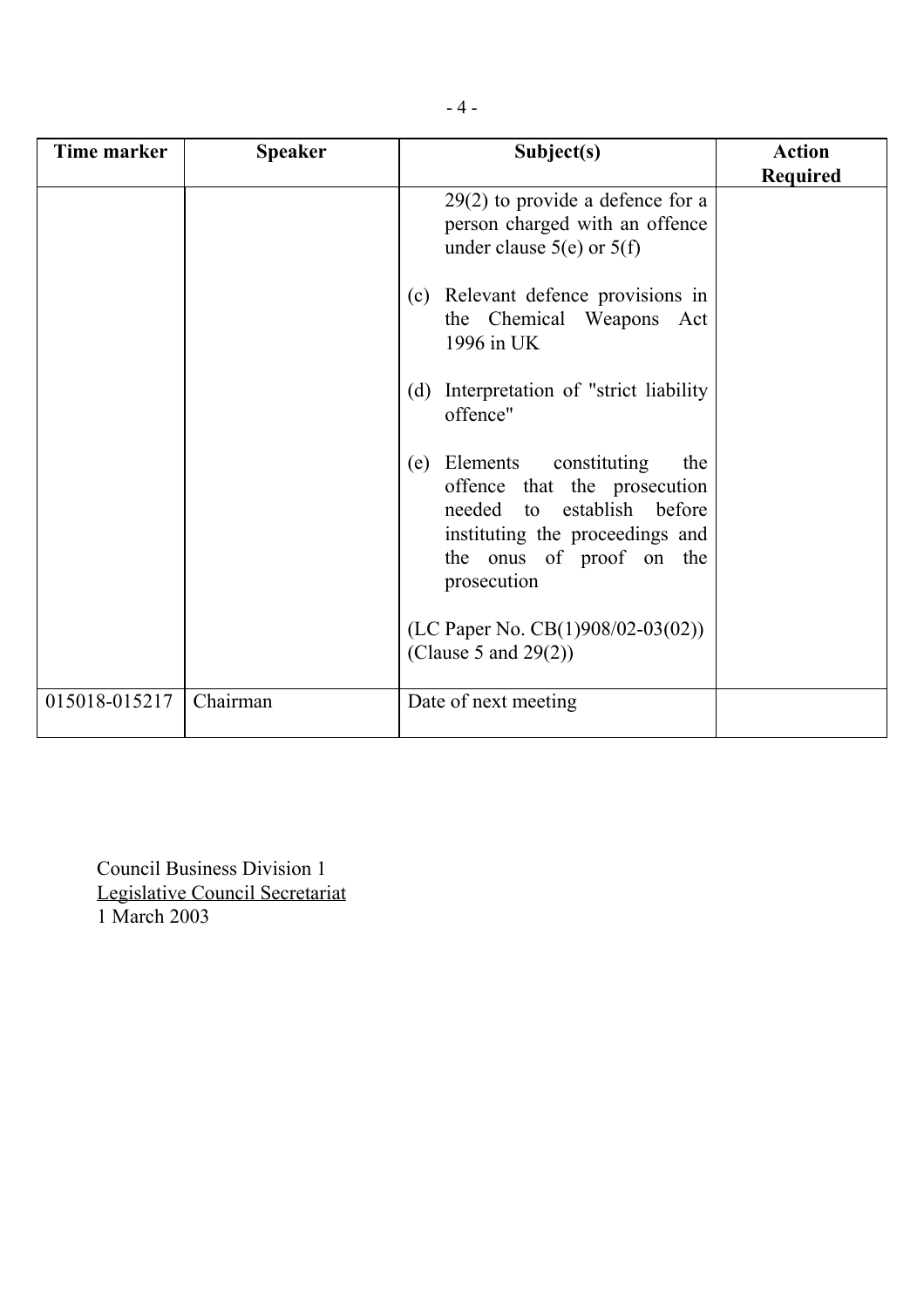| Time marker | Speaker | Subject(s) | Action Required |
|---|---|---|---|
| | | 29(2) to provide a defence for a person charged with an offence under clause 5(e) or 5(f)<br><br>(c) Relevant defence provisions in the Chemical Weapons Act 1996 in UK<br><br>(d) Interpretation of "strict liability offence"<br><br>(e) Elements constituting the offence that the prosecution needed to establish before instituting the proceedings and the onus of proof on the prosecution<br><br>(LC Paper No. CB(1)908/02-03(02))<br>(Clause 5 and 29(2)) | |
| 015018-015217 | Chairman | Date of next meeting | |

Council Business Division 1
Legislative Council Secretariat
1 March 2003